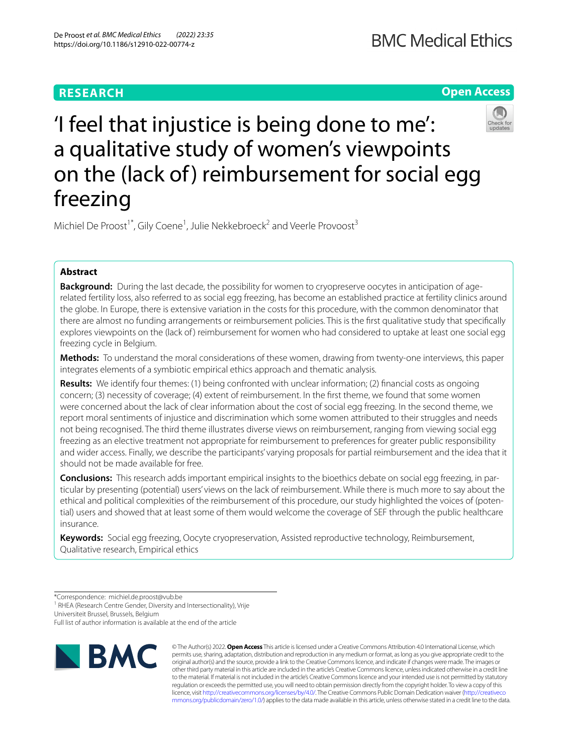**RESEARCH** **Open Access**

# 'I feel that injustice is being done to me': a qualitative study of women's viewpoints on the (lack of) reimbursement for social egg freezing

Michiel De Proost[1*], Gily Coene[1], Julie Nekkebroeck[2] and Veerle Provoost[3]

## Abstract

**Background:** During the last decade, the possibility for women to cryopreserve oocytes in anticipation of age-related fertility loss, also referred to as social egg freezing, has become an established practice at fertility clinics around the globe. In Europe, there is extensive variation in the costs for this procedure, with the common denominator that there are almost no funding arrangements or reimbursement policies. This is the first qualitative study that specifically explores viewpoints on the (lack of) reimbursement for women who had considered to uptake at least one social egg freezing cycle in Belgium.

**Methods:** To understand the moral considerations of these women, drawing from twenty-one interviews, this paper integrates elements of a symbiotic empirical ethics approach and thematic analysis.

**Results:** We identify four themes: (1) being confronted with unclear information; (2) financial costs as ongoing concern; (3) necessity of coverage; (4) extent of reimbursement. In the first theme, we found that some women were concerned about the lack of clear information about the cost of social egg freezing. In the second theme, we report moral sentiments of injustice and discrimination which some women attributed to their struggles and needs not being recognised. The third theme illustrates diverse views on reimbursement, ranging from viewing social egg freezing as an elective treatment not appropriate for reimbursement to preferences for greater public responsibility and wider access. Finally, we describe the participants' varying proposals for partial reimbursement and the idea that it should not be made available for free.

**Conclusions:** This research adds important empirical insights to the bioethics debate on social egg freezing, in particular by presenting (potential) users' views on the lack of reimbursement. While there is much more to say about the ethical and political complexities of the reimbursement of this procedure, our study highlighted the voices of (potential) users and showed that at least some of them would welcome the coverage of SEF through the public healthcare insurance.

**Keywords:** Social egg freezing, Oocyte cryopreservation, Assisted reproductive technology, Reimbursement, Qualitative research, Empirical ethics

*Correspondence: michiel.de.proost@vub.be
[1] RHEA (Research Centre Gender, Diversity and Intersectionality), Vrije Universiteit Brussel, Brussels, Belgium
Full list of author information is available at the end of the article

© The Author(s) 2022. **Open Access** This article is licensed under a Creative Commons Attribution 4.0 International License, which permits use, sharing, adaptation, distribution and reproduction in any medium or format, as long as you give appropriate credit to the original author(s) and the source, provide a link to the Creative Commons licence, and indicate if changes were made. The images or other third party material in this article are included in the article's Creative Commons licence, unless indicated otherwise in a credit line to the material. If material is not included in the article's Creative Commons licence and your intended use is not permitted by statutory regulation or exceeds the permitted use, you will need to obtain permission directly from the copyright holder. To view a copy of this licence, visit http://creativecommons.org/licenses/by/4.0/. The Creative Commons Public Domain Dedication waiver (http://creativecommons.org/publicdomain/zero/1.0/) applies to the data made available in this article, unless otherwise stated in a credit line to the data.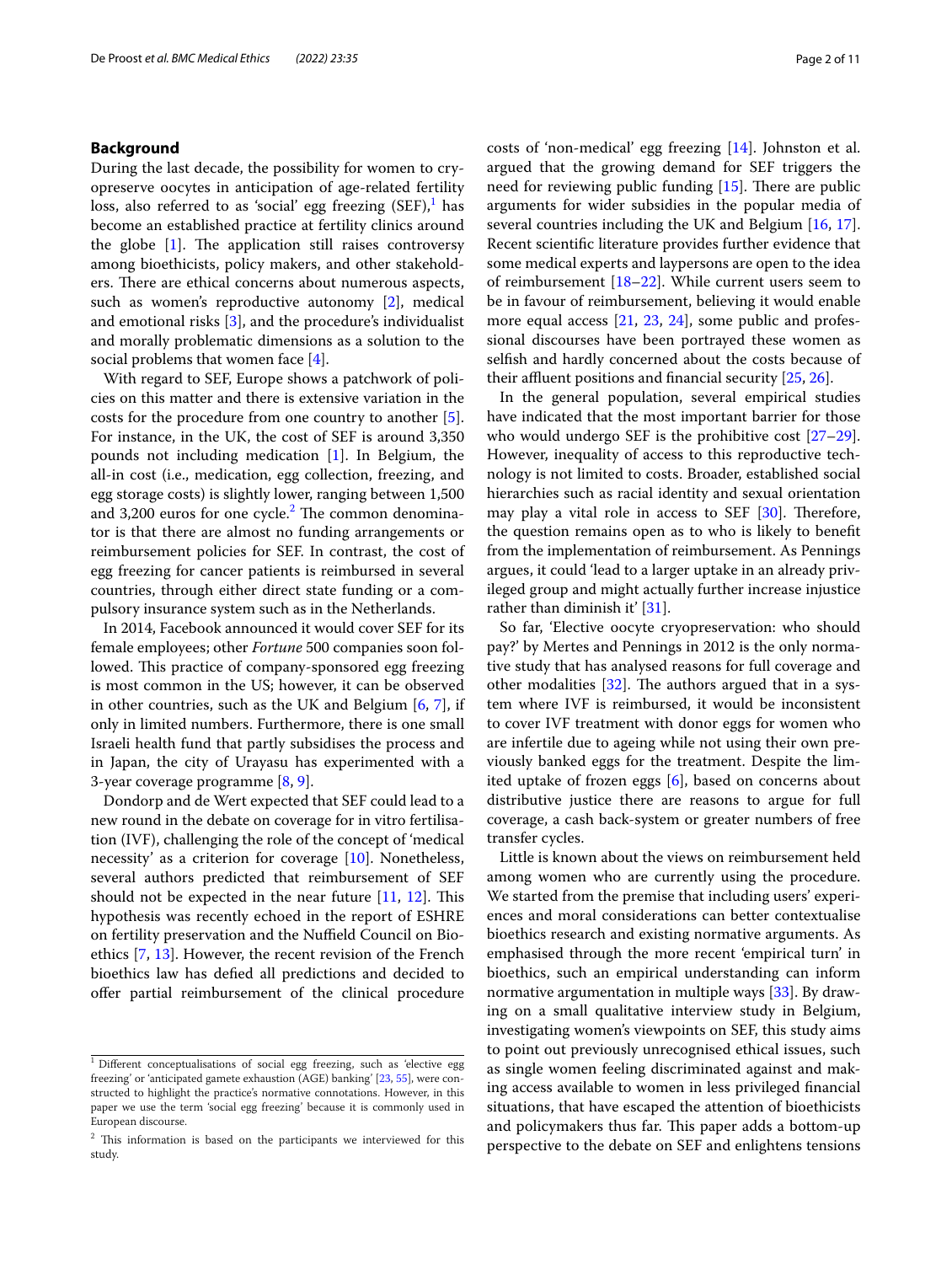## Background

During the last decade, the possibility for women to cryopreserve oocytes in anticipation of age-related fertility loss, also referred to as 'social' egg freezing (SEF),[1] has become an established practice at fertility clinics around the globe [1]. The application still raises controversy among bioethicists, policy makers, and other stakeholders. There are ethical concerns about numerous aspects, such as women's reproductive autonomy [2], medical and emotional risks [3], and the procedure's individualist and morally problematic dimensions as a solution to the social problems that women face [4].

With regard to SEF, Europe shows a patchwork of policies on this matter and there is extensive variation in the costs for the procedure from one country to another [5]. For instance, in the UK, the cost of SEF is around 3,350 pounds not including medication [1]. In Belgium, the all-in cost (i.e., medication, egg collection, freezing, and egg storage costs) is slightly lower, ranging between 1,500 and 3,200 euros for one cycle.[2] The common denominator is that there are almost no funding arrangements or reimbursement policies for SEF. In contrast, the cost of egg freezing for cancer patients is reimbursed in several countries, through either direct state funding or a compulsory insurance system such as in the Netherlands.

In 2014, Facebook announced it would cover SEF for its female employees; other *Fortune* 500 companies soon followed. This practice of company-sponsored egg freezing is most common in the US; however, it can be observed in other countries, such as the UK and Belgium [6, 7], if only in limited numbers. Furthermore, there is one small Israeli health fund that partly subsidises the process and in Japan, the city of Urayasu has experimented with a 3-year coverage programme [8, 9].

Dondorp and de Wert expected that SEF could lead to a new round in the debate on coverage for in vitro fertilisation (IVF), challenging the role of the concept of 'medical necessity' as a criterion for coverage [10]. Nonetheless, several authors predicted that reimbursement of SEF should not be expected in the near future [11, 12]. This hypothesis was recently echoed in the report of ESHRE on fertility preservation and the Nuffield Council on Bioethics [7, 13]. However, the recent revision of the French bioethics law has defied all predictions and decided to offer partial reimbursement of the clinical procedure costs of 'non-medical' egg freezing [14]. Johnston et al. argued that the growing demand for SEF triggers the need for reviewing public funding [15]. There are public arguments for wider subsidies in the popular media of several countries including the UK and Belgium [16, 17]. Recent scientific literature provides further evidence that some medical experts and laypersons are open to the idea of reimbursement [18–22]. While current users seem to be in favour of reimbursement, believing it would enable more equal access [21, 23, 24], some public and professional discourses have been portrayed these women as selfish and hardly concerned about the costs because of their affluent positions and financial security [25, 26].

In the general population, several empirical studies have indicated that the most important barrier for those who would undergo SEF is the prohibitive cost [27–29]. However, inequality of access to this reproductive technology is not limited to costs. Broader, established social hierarchies such as racial identity and sexual orientation may play a vital role in access to SEF [30]. Therefore, the question remains open as to who is likely to benefit from the implementation of reimbursement. As Pennings argues, it could 'lead to a larger uptake in an already privileged group and might actually further increase injustice rather than diminish it' [31].

So far, 'Elective oocyte cryopreservation: who should pay?' by Mertes and Pennings in 2012 is the only normative study that has analysed reasons for full coverage and other modalities [32]. The authors argued that in a system where IVF is reimbursed, it would be inconsistent to cover IVF treatment with donor eggs for women who are infertile due to ageing while not using their own previously banked eggs for the treatment. Despite the limited uptake of frozen eggs [6], based on concerns about distributive justice there are reasons to argue for full coverage, a cash back-system or greater numbers of free transfer cycles.

Little is known about the views on reimbursement held among women who are currently using the procedure. We started from the premise that including users' experiences and moral considerations can better contextualise bioethics research and existing normative arguments. As emphasised through the more recent 'empirical turn' in bioethics, such an empirical understanding can inform normative argumentation in multiple ways [33]. By drawing on a small qualitative interview study in Belgium, investigating women's viewpoints on SEF, this study aims to point out previously unrecognised ethical issues, such as single women feeling discriminated against and making access available to women in less privileged financial situations, that have escaped the attention of bioethicists and policymakers thus far. This paper adds a bottom-up perspective to the debate on SEF and enlightens tensions

[1] Different conceptualisations of social egg freezing, such as 'elective egg freezing' or 'anticipated gamete exhaustion (AGE) banking' [23, 55], were constructed to highlight the practice's normative connotations. However, in this paper we use the term 'social egg freezing' because it is commonly used in European discourse.

[2] This information is based on the participants we interviewed for this study.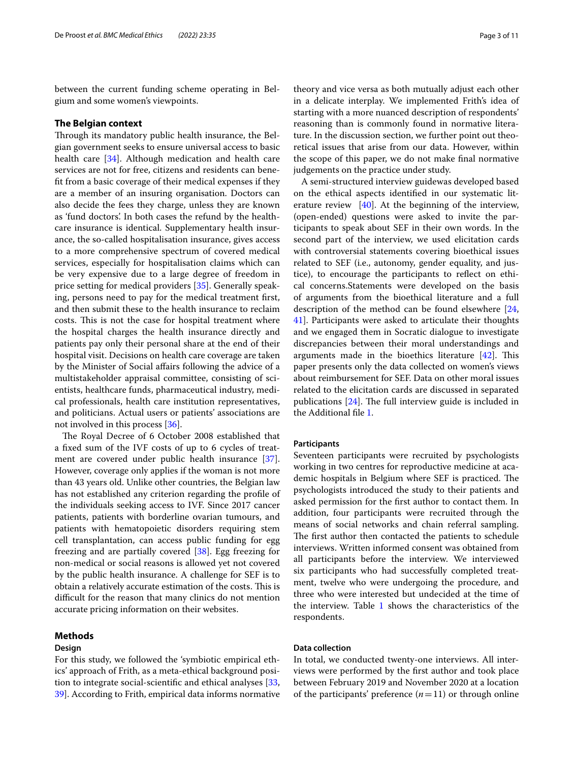between the current funding scheme operating in Belgium and some women's viewpoints.

### The Belgian context

Through its mandatory public health insurance, the Belgian government seeks to ensure universal access to basic health care [34]. Although medication and health care services are not for free, citizens and residents can benefit from a basic coverage of their medical expenses if they are a member of an insuring organisation. Doctors can also decide the fees they charge, unless they are known as 'fund doctors'. In both cases the refund by the healthcare insurance is identical. Supplementary health insurance, the so-called hospitalisation insurance, gives access to a more comprehensive spectrum of covered medical services, especially for hospitalisation claims which can be very expensive due to a large degree of freedom in price setting for medical providers [35]. Generally speaking, persons need to pay for the medical treatment first, and then submit these to the health insurance to reclaim costs. This is not the case for hospital treatment where the hospital charges the health insurance directly and patients pay only their personal share at the end of their hospital visit. Decisions on health care coverage are taken by the Minister of Social affairs following the advice of a multistakeholder appraisal committee, consisting of scientists, healthcare funds, pharmaceutical industry, medical professionals, health care institution representatives, and politicians. Actual users or patients' associations are not involved in this process [36].

The Royal Decree of 6 October 2008 established that a fixed sum of the IVF costs of up to 6 cycles of treatment are covered under public health insurance [37]. However, coverage only applies if the woman is not more than 43 years old. Unlike other countries, the Belgian law has not established any criterion regarding the profile of the individuals seeking access to IVF. Since 2017 cancer patients, patients with borderline ovarian tumours, and patients with hematopoietic disorders requiring stem cell transplantation, can access public funding for egg freezing and are partially covered [38]. Egg freezing for non-medical or social reasons is allowed yet not covered by the public health insurance. A challenge for SEF is to obtain a relatively accurate estimation of the costs. This is difficult for the reason that many clinics do not mention accurate pricing information on their websites.

## Methods

### Design

For this study, we followed the 'symbiotic empirical ethics' approach of Frith, as a meta-ethical background position to integrate social-scientific and ethical analyses [33, 39]. According to Frith, empirical data informs normative theory and vice versa as both mutually adjust each other in a delicate interplay. We implemented Frith's idea of starting with a more nuanced description of respondents' reasoning than is commonly found in normative literature. In the discussion section, we further point out theoretical issues that arise from our data. However, within the scope of this paper, we do not make final normative judgements on the practice under study.

A semi-structured interview guidewas developed based on the ethical aspects identified in our systematic literature review [40]. At the beginning of the interview, (open-ended) questions were asked to invite the participants to speak about SEF in their own words. In the second part of the interview, we used elicitation cards with controversial statements covering bioethical issues related to SEF (i.e., autonomy, gender equality, and justice), to encourage the participants to reflect on ethical concerns.Statements were developed on the basis of arguments from the bioethical literature and a full description of the method can be found elsewhere [24, 41]. Participants were asked to articulate their thoughts and we engaged them in Socratic dialogue to investigate discrepancies between their moral understandings and arguments made in the bioethics literature [42]. This paper presents only the data collected on women's views about reimbursement for SEF. Data on other moral issues related to the elicitation cards are discussed in separated publications [24]. The full interview guide is included in the Additional file 1.

#### Participants

Seventeen participants were recruited by psychologists working in two centres for reproductive medicine at academic hospitals in Belgium where SEF is practiced. The psychologists introduced the study to their patients and asked permission for the first author to contact them. In addition, four participants were recruited through the means of social networks and chain referral sampling. The first author then contacted the patients to schedule interviews. Written informed consent was obtained from all participants before the interview. We interviewed six participants who had successfully completed treatment, twelve who were undergoing the procedure, and three who were interested but undecided at the time of the interview. Table 1 shows the characteristics of the respondents.

#### Data collection

In total, we conducted twenty-one interviews. All interviews were performed by the first author and took place between February 2019 and November 2020 at a location of the participants' preference ($n = 11$) or through online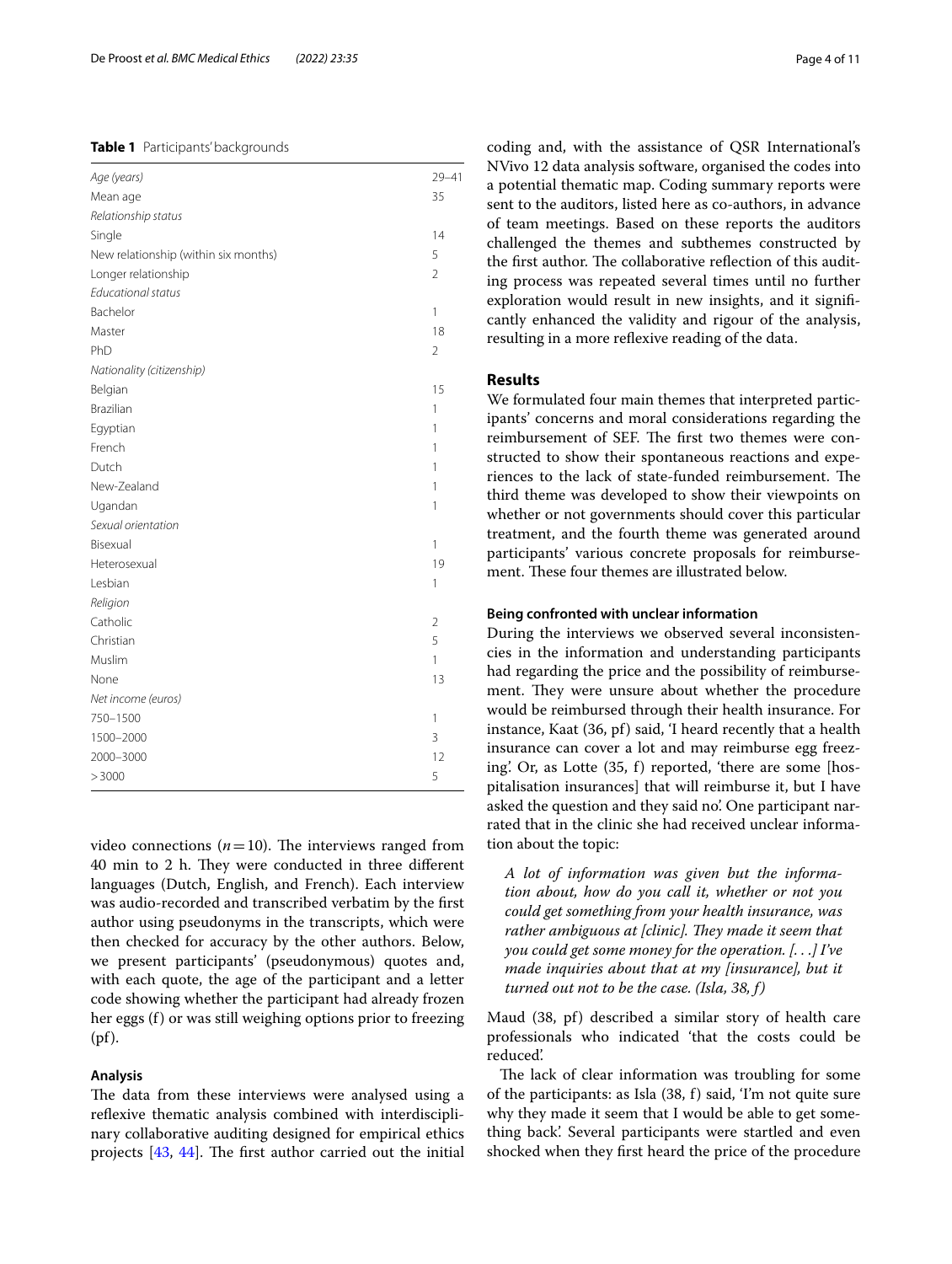**Table 1** Participants' backgrounds

| | |
|---|---|
| *Age (years)* | 29–41 |
| Mean age | 35 |
| *Relationship status* | |
| Single | 14 |
| New relationship (within six months) | 5 |
| Longer relationship | 2 |
| *Educational status* | |
| Bachelor | 1 |
| Master | 18 |
| PhD | 2 |
| *Nationality (citizenship)* | |
| Belgian | 15 |
| Brazilian | 1 |
| Egyptian | 1 |
| French | 1 |
| Dutch | 1 |
| New-Zealand | 1 |
| Ugandan | 1 |
| *Sexual orientation* | |
| Bisexual | 1 |
| Heterosexual | 19 |
| Lesbian | 1 |
| *Religion* | |
| Catholic | 2 |
| Christian | 5 |
| Muslim | 1 |
| None | 13 |
| *Net income (euros)* | |
| 750–1500 | 1 |
| 1500–2000 | 3 |
| 2000–3000 | 12 |
| >3000 | 5 |

video connections ($n = 10$). The interviews ranged from 40 min to 2 h. They were conducted in three different languages (Dutch, English, and French). Each interview was audio-recorded and transcribed verbatim by the first author using pseudonyms in the transcripts, which were then checked for accuracy by the other authors. Below, we present participants' (pseudonymous) quotes and, with each quote, the age of the participant and a letter code showing whether the participant had already frozen her eggs (f) or was still weighing options prior to freezing (pf).

### Analysis

The data from these interviews were analysed using a reflexive thematic analysis combined with interdisciplinary collaborative auditing designed for empirical ethics projects [43, 44]. The first author carried out the initial coding and, with the assistance of QSR International's NVivo 12 data analysis software, organised the codes into a potential thematic map. Coding summary reports were sent to the auditors, listed here as co-authors, in advance of team meetings. Based on these reports the auditors challenged the themes and subthemes constructed by the first author. The collaborative reflection of this auditing process was repeated several times until no further exploration would result in new insights, and it significantly enhanced the validity and rigour of the analysis, resulting in a more reflexive reading of the data.

## Results

We formulated four main themes that interpreted participants' concerns and moral considerations regarding the reimbursement of SEF. The first two themes were constructed to show their spontaneous reactions and experiences to the lack of state-funded reimbursement. The third theme was developed to show their viewpoints on whether or not governments should cover this particular treatment, and the fourth theme was generated around participants' various concrete proposals for reimbursement. These four themes are illustrated below.

### Being confronted with unclear information

During the interviews we observed several inconsistencies in the information and understanding participants had regarding the price and the possibility of reimbursement. They were unsure about whether the procedure would be reimbursed through their health insurance. For instance, Kaat (36, pf) said, 'I heard recently that a health insurance can cover a lot and may reimburse egg freezing'. Or, as Lotte (35, f) reported, 'there are some [hospitalisation insurances] that will reimburse it, but I have asked the question and they said no'. One participant narrated that in the clinic she had received unclear information about the topic:

> *A lot of information was given but the information about, how do you call it, whether or not you could get something from your health insurance, was rather ambiguous at [clinic]. They made it seem that you could get some money for the operation. [. . .] I've made inquiries about that at my [insurance], but it turned out not to be the case. (Isla, 38, f)*

Maud (38, pf) described a similar story of health care professionals who indicated 'that the costs could be reduced'.

The lack of clear information was troubling for some of the participants: as Isla (38, f) said, 'I'm not quite sure why they made it seem that I would be able to get something back'. Several participants were startled and even shocked when they first heard the price of the procedure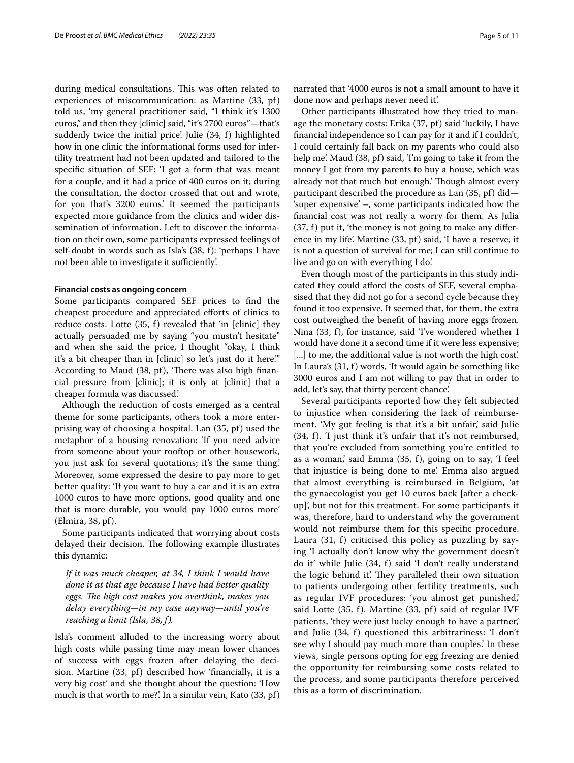during medical consultations. This was often related to experiences of miscommunication: as Martine (33, pf) told us, 'my general practitioner said, "I think it's 1300 euros," and then they [clinic] said, "it's 2700 euros"—that's suddenly twice the initial price'. Julie (34, f) highlighted how in one clinic the informational forms used for infertility treatment had not been updated and tailored to the specific situation of SEF: 'I got a form that was meant for a couple, and it had a price of 400 euros on it; during the consultation, the doctor crossed that out and wrote, for you that's 3200 euros.' It seemed the participants expected more guidance from the clinics and wider dissemination of information. Left to discover the information on their own, some participants expressed feelings of self-doubt in words such as Isla's (38, f): 'perhaps I have not been able to investigate it sufficiently'.

#### Financial costs as ongoing concern

Some participants compared SEF prices to find the cheapest procedure and appreciated efforts of clinics to reduce costs. Lotte (35, f) revealed that 'in [clinic] they actually persuaded me by saying "you mustn't hesitate" and when she said the price, I thought "okay, I think it's a bit cheaper than in [clinic] so let's just do it here."' According to Maud (38, pf), 'There was also high financial pressure from [clinic]; it is only at [clinic] that a cheaper formula was discussed.'

Although the reduction of costs emerged as a central theme for some participants, others took a more enterprising way of choosing a hospital. Lan (35, pf) used the metaphor of a housing renovation: 'If you need advice from someone about your rooftop or other housework, you just ask for several quotations; it's the same thing.' Moreover, some expressed the desire to pay more to get better quality: 'If you want to buy a car and it is an extra 1000 euros to have more options, good quality and one that is more durable, you would pay 1000 euros more' (Elmira, 38, pf).

Some participants indicated that worrying about costs delayed their decision. The following example illustrates this dynamic:

> *If it was much cheaper, at 34, I think I would have done it at that age because I have had better quality eggs. The high cost makes you overthink, makes you delay everything—in my case anyway—until you're reaching a limit (Isla, 38, f).*

Isla's comment alluded to the increasing worry about high costs while passing time may mean lower chances of success with eggs frozen after delaying the decision. Martine (33, pf) described how 'financially, it is a very big cost' and she thought about the question: 'How much is that worth to me?'. In a similar vein, Kato (33, pf) narrated that '4000 euros is not a small amount to have it done now and perhaps never need it'.

Other participants illustrated how they tried to manage the monetary costs: Erika (37, pf) said 'luckily, I have financial independence so I can pay for it and if I couldn't, I could certainly fall back on my parents who could also help me'. Maud (38, pf) said, 'I'm going to take it from the money I got from my parents to buy a house, which was already not that much but enough.' Though almost every participant described the procedure as Lan (35, pf) did—'super expensive' –, some participants indicated how the financial cost was not really a worry for them. As Julia (37, f) put it, 'the money is not going to make any difference in my life'. Martine (33, pf) said, 'I have a reserve; it is not a question of survival for me; I can still continue to live and go on with everything I do.'

Even though most of the participants in this study indicated they could afford the costs of SEF, several emphasised that they did not go for a second cycle because they found it too expensive. It seemed that, for them, the extra cost outweighed the benefit of having more eggs frozen. Nina (33, f), for instance, said 'I've wondered whether I would have done it a second time if it were less expensive; [...] to me, the additional value is not worth the high cost'. In Laura's (31, f) words, 'It would again be something like 3000 euros and I am not willing to pay that in order to add, let's say, that thirty percent chance'.

Several participants reported how they felt subjected to injustice when considering the lack of reimbursement. 'My gut feeling is that it's a bit unfair,' said Julie (34, f). 'I just think it's unfair that it's not reimbursed, that you're excluded from something you're entitled to as a woman,' said Emma (35, f), going on to say, 'I feel that injustice is being done to me'. Emma also argued that almost everything is reimbursed in Belgium, 'at the gynaecologist you get 10 euros back [after a checkup]', but not for this treatment. For some participants it was, therefore, hard to understand why the government would not reimburse them for this specific procedure. Laura (31, f) criticised this policy as puzzling by saying 'I actually don't know why the government doesn't do it' while Julie (34, f) said 'I don't really understand the logic behind it'. They paralleled their own situation to patients undergoing other fertility treatments, such as regular IVF procedures: 'you almost get punished,' said Lotte (35, f). Martine (33, pf) said of regular IVF patients, 'they were just lucky enough to have a partner,' and Julie (34, f) questioned this arbitrariness: 'I don't see why I should pay much more than couples.' In these views, single persons opting for egg freezing are denied the opportunity for reimbursing some costs related to the process, and some participants therefore perceived this as a form of discrimination.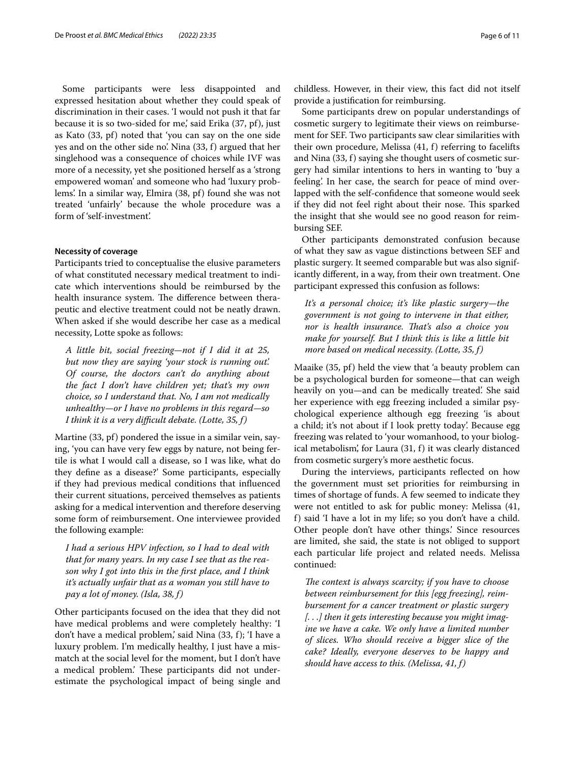Some participants were less disappointed and expressed hesitation about whether they could speak of discrimination in their cases. 'I would not push it that far because it is so two-sided for me,' said Erika (37, pf), just as Kato (33, pf) noted that 'you can say on the one side yes and on the other side no'. Nina (33, f) argued that her singlehood was a consequence of choices while IVF was more of a necessity, yet she positioned herself as a 'strong empowered woman' and someone who had 'luxury problems'. In a similar way, Elmira (38, pf) found she was not treated 'unfairly' because the whole procedure was a form of 'self-investment'.

#### Necessity of coverage

Participants tried to conceptualise the elusive parameters of what constituted necessary medical treatment to indicate which interventions should be reimbursed by the health insurance system. The difference between therapeutic and elective treatment could not be neatly drawn. When asked if she would describe her case as a medical necessity, Lotte spoke as follows:

> *A little bit, social freezing—not if I did it at 25, but now they are saying 'your stock is running out'. Of course, the doctors can't do anything about the fact I don't have children yet; that's my own choice, so I understand that. No, I am not medically unhealthy—or I have no problems in this regard—so I think it is a very difficult debate. (Lotte, 35, f)*

Martine (33, pf) pondered the issue in a similar vein, saying, 'you can have very few eggs by nature, not being fertile is what I would call a disease, so I was like, what do they define as a disease?' Some participants, especially if they had previous medical conditions that influenced their current situations, perceived themselves as patients asking for a medical intervention and therefore deserving some form of reimbursement. One interviewee provided the following example:

> *I had a serious HPV infection, so I had to deal with that for many years. In my case I see that as the reason why I got into this in the first place, and I think it's actually unfair that as a woman you still have to pay a lot of money. (Isla, 38, f)*

Other participants focused on the idea that they did not have medical problems and were completely healthy: 'I don't have a medical problem,' said Nina (33, f); 'I have a luxury problem. I'm medically healthy, I just have a mismatch at the social level for the moment, but I don't have a medical problem.' These participants did not underestimate the psychological impact of being single and childless. However, in their view, this fact did not itself provide a justification for reimbursing.

Some participants drew on popular understandings of cosmetic surgery to legitimate their views on reimbursement for SEF. Two participants saw clear similarities with their own procedure, Melissa (41, f) referring to facelifts and Nina (33, f) saying she thought users of cosmetic surgery had similar intentions to hers in wanting to 'buy a feeling'. In her case, the search for peace of mind overlapped with the self-confidence that someone would seek if they did not feel right about their nose. This sparked the insight that she would see no good reason for reimbursing SEF.

Other participants demonstrated confusion because of what they saw as vague distinctions between SEF and plastic surgery. It seemed comparable but was also significantly different, in a way, from their own treatment. One participant expressed this confusion as follows:

> *It's a personal choice; it's like plastic surgery—the government is not going to intervene in that either, nor is health insurance. That's also a choice you make for yourself. But I think this is like a little bit more based on medical necessity. (Lotte, 35, f)*

Maaike (35, pf) held the view that 'a beauty problem can be a psychological burden for someone—that can weigh heavily on you—and can be medically treated'. She said her experience with egg freezing included a similar psychological experience although egg freezing 'is about a child; it's not about if I look pretty today'. Because egg freezing was related to 'your womanhood, to your biological metabolism', for Laura (31, f) it was clearly distanced from cosmetic surgery's more aesthetic focus.

During the interviews, participants reflected on how the government must set priorities for reimbursing in times of shortage of funds. A few seemed to indicate they were not entitled to ask for public money: Melissa (41, f) said 'I have a lot in my life; so you don't have a child. Other people don't have other things.' Since resources are limited, she said, the state is not obliged to support each particular life project and related needs. Melissa continued:

> *The context is always scarcity; if you have to choose between reimbursement for this [egg freezing], reimbursement for a cancer treatment or plastic surgery [. . .] then it gets interesting because you might imagine we have a cake. We only have a limited number of slices. Who should receive a bigger slice of the cake? Ideally, everyone deserves to be happy and should have access to this. (Melissa, 41, f)*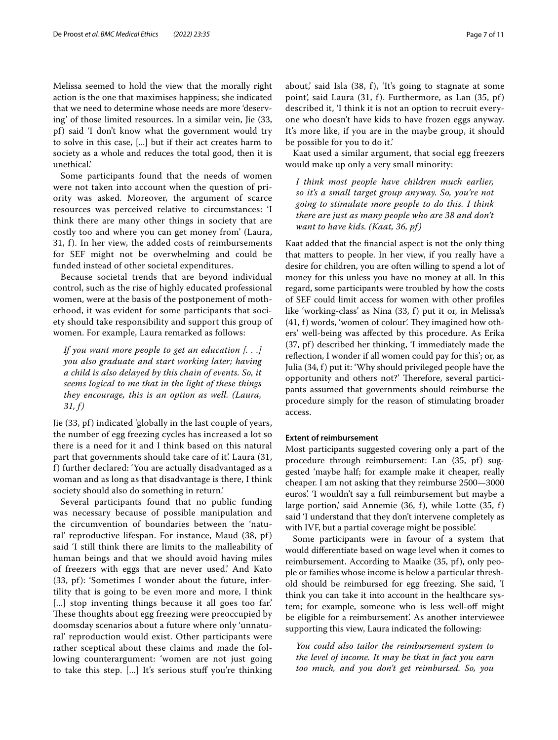Melissa seemed to hold the view that the morally right action is the one that maximises happiness; she indicated that we need to determine whose needs are more 'deserving' of those limited resources. In a similar vein, Jie (33, pf) said 'I don't know what the government would try to solve in this case, [...] but if their act creates harm to society as a whole and reduces the total good, then it is unethical.'

Some participants found that the needs of women were not taken into account when the question of priority was asked. Moreover, the argument of scarce resources was perceived relative to circumstances: 'I think there are many other things in society that are costly too and where you can get money from' (Laura, 31, f). In her view, the added costs of reimbursements for SEF might not be overwhelming and could be funded instead of other societal expenditures.

Because societal trends that are beyond individual control, such as the rise of highly educated professional women, were at the basis of the postponement of motherhood, it was evident for some participants that society should take responsibility and support this group of women. For example, Laura remarked as follows:

> *If you want more people to get an education [. . .] you also graduate and start working later; having a child is also delayed by this chain of events. So, it seems logical to me that in the light of these things they encourage, this is an option as well. (Laura, 31, f)*

Jie (33, pf) indicated 'globally in the last couple of years, the number of egg freezing cycles has increased a lot so there is a need for it and I think based on this natural part that governments should take care of it'. Laura (31, f) further declared: 'You are actually disadvantaged as a woman and as long as that disadvantage is there, I think society should also do something in return.'

Several participants found that no public funding was necessary because of possible manipulation and the circumvention of boundaries between the 'natural' reproductive lifespan. For instance, Maud (38, pf) said 'I still think there are limits to the malleability of human beings and that we should avoid having miles of freezers with eggs that are never used.' And Kato (33, pf): 'Sometimes I wonder about the future, infertility that is going to be even more and more, I think [...] stop inventing things because it all goes too far.' These thoughts about egg freezing were preoccupied by doomsday scenarios about a future where only 'unnatural' reproduction would exist. Other participants were rather sceptical about these claims and made the following counterargument: 'women are not just going to take this step. [...] It's serious stuff you're thinking about,' said Isla (38, f), 'It's going to stagnate at some point', said Laura (31, f). Furthermore, as Lan (35, pf) described it, 'I think it is not an option to recruit everyone who doesn't have kids to have frozen eggs anyway. It's more like, if you are in the maybe group, it should be possible for you to do it.'

Kaat used a similar argument, that social egg freezers would make up only a very small minority:

> *I think most people have children much earlier, so it's a small target group anyway. So, you're not going to stimulate more people to do this. I think there are just as many people who are 38 and don't want to have kids. (Kaat, 36, pf)*

Kaat added that the financial aspect is not the only thing that matters to people. In her view, if you really have a desire for children, you are often willing to spend a lot of money for this unless you have no money at all. In this regard, some participants were troubled by how the costs of SEF could limit access for women with other profiles like 'working-class' as Nina (33, f) put it or, in Melissa's (41, f) words, 'women of colour'. They imagined how others' well-being was affected by this procedure. As Erika (37, pf) described her thinking, 'I immediately made the reflection, I wonder if all women could pay for this'; or, as Julia (34, f) put it: 'Why should privileged people have the opportunity and others not?' Therefore, several participants assumed that governments should reimburse the procedure simply for the reason of stimulating broader access.

#### Extent of reimbursement

Most participants suggested covering only a part of the procedure through reimbursement: Lan (35, pf) suggested 'maybe half; for example make it cheaper, really cheaper. I am not asking that they reimburse 2500—3000 euros'. 'I wouldn't say a full reimbursement but maybe a large portion,' said Annemie (36, f), while Lotte (35, f) said 'I understand that they don't intervene completely as with IVF, but a partial coverage might be possible'.

Some participants were in favour of a system that would differentiate based on wage level when it comes to reimbursement. According to Maaike (35, pf), only people or families whose income is below a particular threshold should be reimbursed for egg freezing. She said, 'I think you can take it into account in the healthcare system; for example, someone who is less well-off might be eligible for a reimbursement'. As another interviewee supporting this view, Laura indicated the following:

> *You could also tailor the reimbursement system to the level of income. It may be that in fact you earn too much, and you don't get reimbursed. So, you*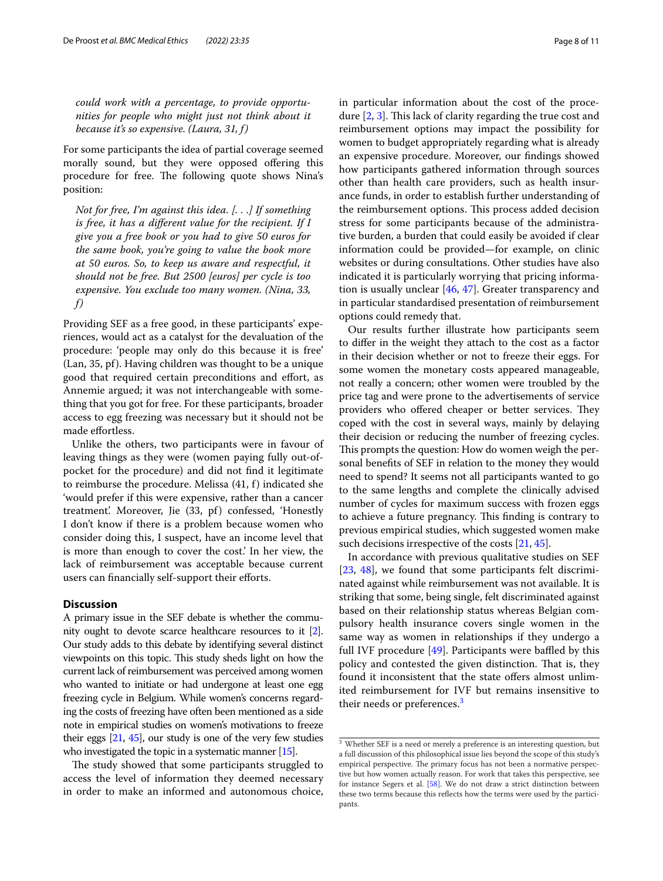*could work with a percentage, to provide opportunities for people who might just not think about it because it's so expensive. (Laura, 31, f)*

For some participants the idea of partial coverage seemed morally sound, but they were opposed offering this procedure for free. The following quote shows Nina's position:

*Not for free, I'm against this idea. [. . .] If something is free, it has a different value for the recipient. If I give you a free book or you had to give 50 euros for the same book, you're going to value the book more at 50 euros. So, to keep us aware and respectful, it should not be free. But 2500 [euros] per cycle is too expensive. You exclude too many women. (Nina, 33, f)*

Providing SEF as a free good, in these participants' experiences, would act as a catalyst for the devaluation of the procedure: 'people may only do this because it is free' (Lan, 35, pf). Having children was thought to be a unique good that required certain preconditions and effort, as Annemie argued; it was not interchangeable with something that you got for free. For these participants, broader access to egg freezing was necessary but it should not be made effortless.

Unlike the others, two participants were in favour of leaving things as they were (women paying fully out-of-pocket for the procedure) and did not find it legitimate to reimburse the procedure. Melissa (41, f) indicated she 'would prefer if this were expensive, rather than a cancer treatment'. Moreover, Jie (33, pf) confessed, 'Honestly I don't know if there is a problem because women who consider doing this, I suspect, have an income level that is more than enough to cover the cost.' In her view, the lack of reimbursement was acceptable because current users can financially self-support their efforts.

## Discussion

A primary issue in the SEF debate is whether the community ought to devote scarce healthcare resources to it [2]. Our study adds to this debate by identifying several distinct viewpoints on this topic. This study sheds light on how the current lack of reimbursement was perceived among women who wanted to initiate or had undergone at least one egg freezing cycle in Belgium. While women's concerns regarding the costs of freezing have often been mentioned as a side note in empirical studies on women's motivations to freeze their eggs [21, 45], our study is one of the very few studies who investigated the topic in a systematic manner [15].

The study showed that some participants struggled to access the level of information they deemed necessary in order to make an informed and autonomous choice, in particular information about the cost of the procedure [2, 3]. This lack of clarity regarding the true cost and reimbursement options may impact the possibility for women to budget appropriately regarding what is already an expensive procedure. Moreover, our findings showed how participants gathered information through sources other than health care providers, such as health insurance funds, in order to establish further understanding of the reimbursement options. This process added decision stress for some participants because of the administrative burden, a burden that could easily be avoided if clear information could be provided—for example, on clinic websites or during consultations. Other studies have also indicated it is particularly worrying that pricing information is usually unclear [46, 47]. Greater transparency and in particular standardised presentation of reimbursement options could remedy that.

Our results further illustrate how participants seem to differ in the weight they attach to the cost as a factor in their decision whether or not to freeze their eggs. For some women the monetary costs appeared manageable, not really a concern; other women were troubled by the price tag and were prone to the advertisements of service providers who offered cheaper or better services. They coped with the cost in several ways, mainly by delaying their decision or reducing the number of freezing cycles. This prompts the question: How do women weigh the personal benefits of SEF in relation to the money they would need to spend? It seems not all participants wanted to go to the same lengths and complete the clinically advised number of cycles for maximum success with frozen eggs to achieve a future pregnancy. This finding is contrary to previous empirical studies, which suggested women make such decisions irrespective of the costs [21, 45].

In accordance with previous qualitative studies on SEF [23, 48], we found that some participants felt discriminated against while reimbursement was not available. It is striking that some, being single, felt discriminated against based on their relationship status whereas Belgian compulsory health insurance covers single women in the same way as women in relationships if they undergo a full IVF procedure [49]. Participants were baffled by this policy and contested the given distinction. That is, they found it inconsistent that the state offers almost unlimited reimbursement for IVF but remains insensitive to their needs or preferences.[3]

[3] Whether SEF is a need or merely a preference is an interesting question, but a full discussion of this philosophical issue lies beyond the scope of this study's empirical perspective. The primary focus has not been a normative perspective but how women actually reason. For work that takes this perspective, see for instance Segers et al. [58]. We do not draw a strict distinction between these two terms because this reflects how the terms were used by the participants.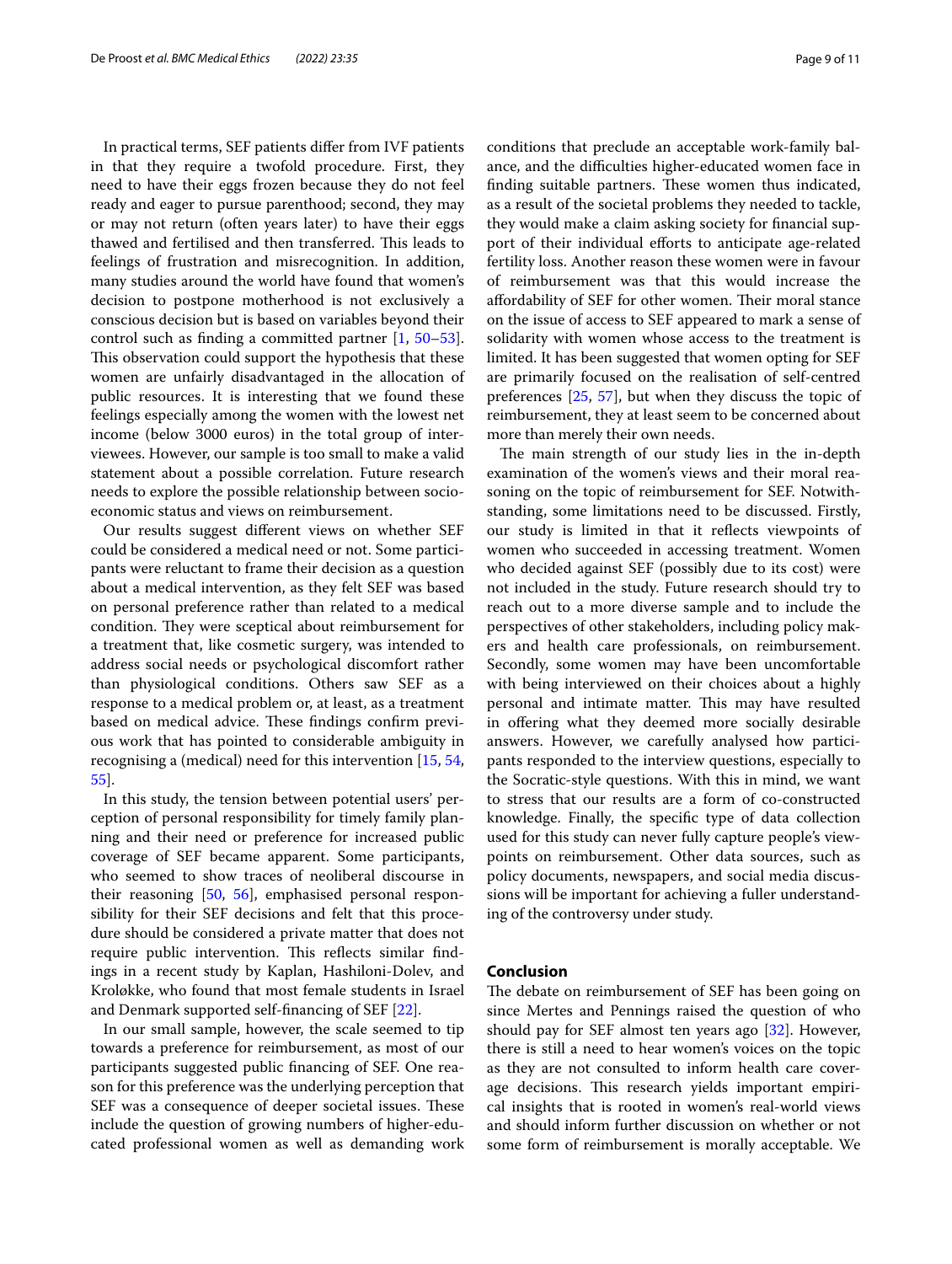In practical terms, SEF patients differ from IVF patients in that they require a twofold procedure. First, they need to have their eggs frozen because they do not feel ready and eager to pursue parenthood; second, they may or may not return (often years later) to have their eggs thawed and fertilised and then transferred. This leads to feelings of frustration and misrecognition. In addition, many studies around the world have found that women's decision to postpone motherhood is not exclusively a conscious decision but is based on variables beyond their control such as finding a committed partner [1, 50–53]. This observation could support the hypothesis that these women are unfairly disadvantaged in the allocation of public resources. It is interesting that we found these feelings especially among the women with the lowest net income (below 3000 euros) in the total group of interviewees. However, our sample is too small to make a valid statement about a possible correlation. Future research needs to explore the possible relationship between socio-economic status and views on reimbursement.

Our results suggest different views on whether SEF could be considered a medical need or not. Some participants were reluctant to frame their decision as a question about a medical intervention, as they felt SEF was based on personal preference rather than related to a medical condition. They were sceptical about reimbursement for a treatment that, like cosmetic surgery, was intended to address social needs or psychological discomfort rather than physiological conditions. Others saw SEF as a response to a medical problem or, at least, as a treatment based on medical advice. These findings confirm previous work that has pointed to considerable ambiguity in recognising a (medical) need for this intervention [15, 54, 55].

In this study, the tension between potential users' perception of personal responsibility for timely family planning and their need or preference for increased public coverage of SEF became apparent. Some participants, who seemed to show traces of neoliberal discourse in their reasoning [50, 56], emphasised personal responsibility for their SEF decisions and felt that this procedure should be considered a private matter that does not require public intervention. This reflects similar findings in a recent study by Kaplan, Hashiloni-Dolev, and Kroløkke, who found that most female students in Israel and Denmark supported self-financing of SEF [22].

In our small sample, however, the scale seemed to tip towards a preference for reimbursement, as most of our participants suggested public financing of SEF. One reason for this preference was the underlying perception that SEF was a consequence of deeper societal issues. These include the question of growing numbers of higher-educated professional women as well as demanding work conditions that preclude an acceptable work-family balance, and the difficulties higher-educated women face in finding suitable partners. These women thus indicated, as a result of the societal problems they needed to tackle, they would make a claim asking society for financial support of their individual efforts to anticipate age-related fertility loss. Another reason these women were in favour of reimbursement was that this would increase the affordability of SEF for other women. Their moral stance on the issue of access to SEF appeared to mark a sense of solidarity with women whose access to the treatment is limited. It has been suggested that women opting for SEF are primarily focused on the realisation of self-centred preferences [25, 57], but when they discuss the topic of reimbursement, they at least seem to be concerned about more than merely their own needs.

The main strength of our study lies in the in-depth examination of the women's views and their moral reasoning on the topic of reimbursement for SEF. Notwithstanding, some limitations need to be discussed. Firstly, our study is limited in that it reflects viewpoints of women who succeeded in accessing treatment. Women who decided against SEF (possibly due to its cost) were not included in the study. Future research should try to reach out to a more diverse sample and to include the perspectives of other stakeholders, including policy makers and health care professionals, on reimbursement. Secondly, some women may have been uncomfortable with being interviewed on their choices about a highly personal and intimate matter. This may have resulted in offering what they deemed more socially desirable answers. However, we carefully analysed how participants responded to the interview questions, especially to the Socratic-style questions. With this in mind, we want to stress that our results are a form of co-constructed knowledge. Finally, the specific type of data collection used for this study can never fully capture people's viewpoints on reimbursement. Other data sources, such as policy documents, newspapers, and social media discussions will be important for achieving a fuller understanding of the controversy under study.

## Conclusion

The debate on reimbursement of SEF has been going on since Mertes and Pennings raised the question of who should pay for SEF almost ten years ago [32]. However, there is still a need to hear women's voices on the topic as they are not consulted to inform health care coverage decisions. This research yields important empirical insights that is rooted in women's real-world views and should inform further discussion on whether or not some form of reimbursement is morally acceptable. We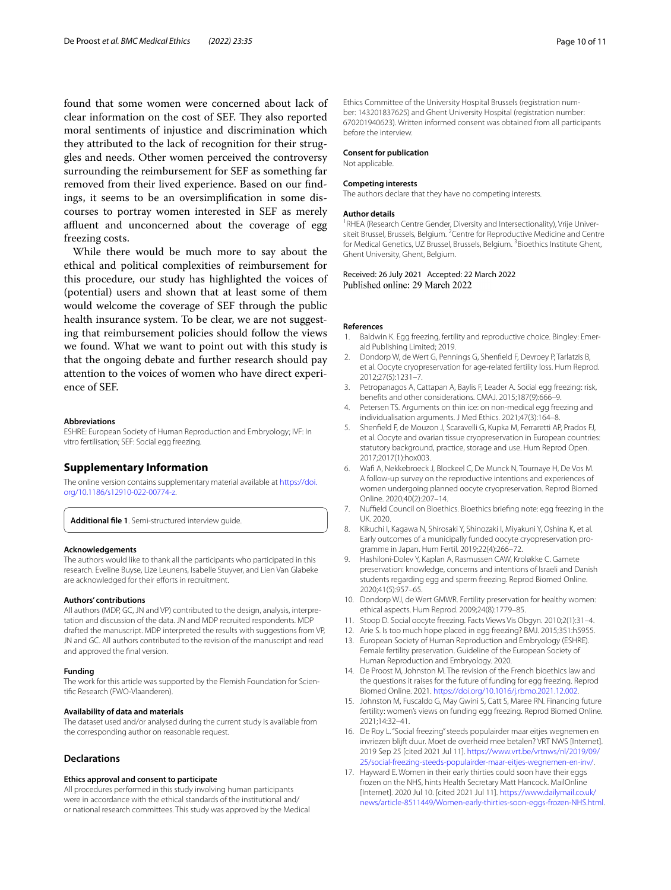found that some women were concerned about lack of clear information on the cost of SEF. They also reported moral sentiments of injustice and discrimination which they attributed to the lack of recognition for their struggles and needs. Other women perceived the controversy surrounding the reimbursement for SEF as something far removed from their lived experience. Based on our findings, it seems to be an oversimplification in some discourses to portray women interested in SEF as merely affluent and unconcerned about the coverage of egg freezing costs.

While there would be much more to say about the ethical and political complexities of reimbursement for this procedure, our study has highlighted the voices of (potential) users and shown that at least some of them would welcome the coverage of SEF through the public health insurance system. To be clear, we are not suggesting that reimbursement policies should follow the views we found. What we want to point out with this study is that the ongoing debate and further research should pay attention to the voices of women who have direct experience of SEF.

#### Abbreviations
ESHRE: European Society of Human Reproduction and Embryology; IVF: In vitro fertilisation; SEF: Social egg freezing.

## Supplementary Information

The online version contains supplementary material available at https://doi.org/10.1186/s12910-022-00774-z.

**Additional file 1**. Semi-structured interview guide.

#### Acknowledgements
The authors would like to thank all the participants who participated in this research. Eveline Buyse, Lize Leunens, Isabelle Stuyver, and Lien Van Glabeke are acknowledged for their efforts in recruitment.

#### Authors' contributions
All authors (MDP, GC, JN and VP) contributed to the design, analysis, interpretation and discussion of the data. JN and MDP recruited respondents. MDP drafted the manuscript. MDP interpreted the results with suggestions from VP, JN and GC. All authors contributed to the revision of the manuscript and read and approved the final version.

#### Funding
The work for this article was supported by the Flemish Foundation for Scientific Research (FWO-Vlaanderen).

#### Availability of data and materials
The dataset used and/or analysed during the current study is available from the corresponding author on reasonable request.

## Declarations

#### Ethics approval and consent to participate
All procedures performed in this study involving human participants were in accordance with the ethical standards of the institutional and/or national research committees. This study was approved by the Medical Ethics Committee of the University Hospital Brussels (registration number: 143201837625) and Ghent University Hospital (registration number: 670201940623). Written informed consent was obtained from all participants before the interview.

#### Consent for publication
Not applicable.

#### Competing interests
The authors declare that they have no competing interests.

#### Author details
[1]RHEA (Research Centre Gender, Diversity and Intersectionality), Vrije Universiteit Brussel, Brussels, Belgium. [2]Centre for Reproductive Medicine and Centre for Medical Genetics, UZ Brussel, Brussels, Belgium. [3]Bioethics Institute Ghent, Ghent University, Ghent, Belgium.

Received: 26 July 2021 Accepted: 22 March 2022
Published online: 29 March 2022

#### References

1. Baldwin K. Egg freezing, fertility and reproductive choice. Bingley: Emerald Publishing Limited; 2019.
2. Dondorp W, de Wert G, Pennings G, Shenfield F, Devroey P, Tarlatzis B, et al. Oocyte cryopreservation for age-related fertility loss. Hum Reprod. 2012;27(5):1231–7.
3. Petropanagos A, Cattapan A, Baylis F, Leader A. Social egg freezing: risk, benefits and other considerations. CMAJ. 2015;187(9):666–9.
4. Petersen TS. Arguments on thin ice: on non-medical egg freezing and individualisation arguments. J Med Ethics. 2021;47(3):164–8.
5. Shenfield F, de Mouzon J, Scaravelli G, Kupka M, Ferraretti AP, Prados FJ, et al. Oocyte and ovarian tissue cryopreservation in European countries: statutory background, practice, storage and use. Hum Reprod Open. 2017;2017(1):hox003.
6. Wafi A, Nekkebroeck J, Blockeel C, De Munck N, Tournaye H, De Vos M. A follow-up survey on the reproductive intentions and experiences of women undergoing planned oocyte cryopreservation. Reprod Biomed Online. 2020;40(2):207–14.
7. Nuffield Council on Bioethics. Bioethics briefing note: egg freezing in the UK. 2020.
8. Kikuchi I, Kagawa N, Shirosaki Y, Shinozaki I, Miyakuni Y, Oshina K, et al. Early outcomes of a municipally funded oocyte cryopreservation programme in Japan. Hum Fertil. 2019;22(4):266–72.
9. Hashiloni-Dolev Y, Kaplan A, Rasmussen CAW, Kroløkke C. Gamete preservation: knowledge, concerns and intentions of Israeli and Danish students regarding egg and sperm freezing. Reprod Biomed Online. 2020;41(5):957–65.
10. Dondorp WJ, de Wert GMWR. Fertility preservation for healthy women: ethical aspects. Hum Reprod. 2009;24(8):1779–85.
11. Stoop D. Social oocyte freezing. Facts Views Vis Obgyn. 2010;2(1):31–4.
12. Arie S. Is too much hope placed in egg freezing? BMJ. 2015;351:h5955.
13. European Society of Human Reproduction and Embryology (ESHRE). Female fertility preservation. Guideline of the European Society of Human Reproduction and Embryology. 2020.
14. De Proost M, Johnston M. The revision of the French bioethics law and the questions it raises for the future of funding for egg freezing. Reprod Biomed Online. 2021. https://doi.org/10.1016/j.rbmo.2021.12.002.
15. Johnston M, Fuscaldo G, May Gwini S, Catt S, Maree RN. Financing future fertility: women's views on funding egg freezing. Reprod Biomed Online. 2021;14:32–41.
16. De Roy L. "Social freezing" steeds populairder maar eitjes wegnemen en invriezen blijft duur. Moet de overheid mee betalen? VRT NWS [Internet]. 2019 Sep 25 [cited 2021 Jul 11]. https://www.vrt.be/vrtnws/nl/2019/09/25/social-freezing-steeds-populairder-maar-eitjes-wegnemen-en-inv/.
17. Hayward E. Women in their early thirties could soon have their eggs frozen on the NHS, hints Health Secretary Matt Hancock. MailOnline [Internet]. 2020 Jul 10. [cited 2021 Jul 11]. https://www.dailymail.co.uk/news/article-8511449/Women-early-thirties-soon-eggs-frozen-NHS.html.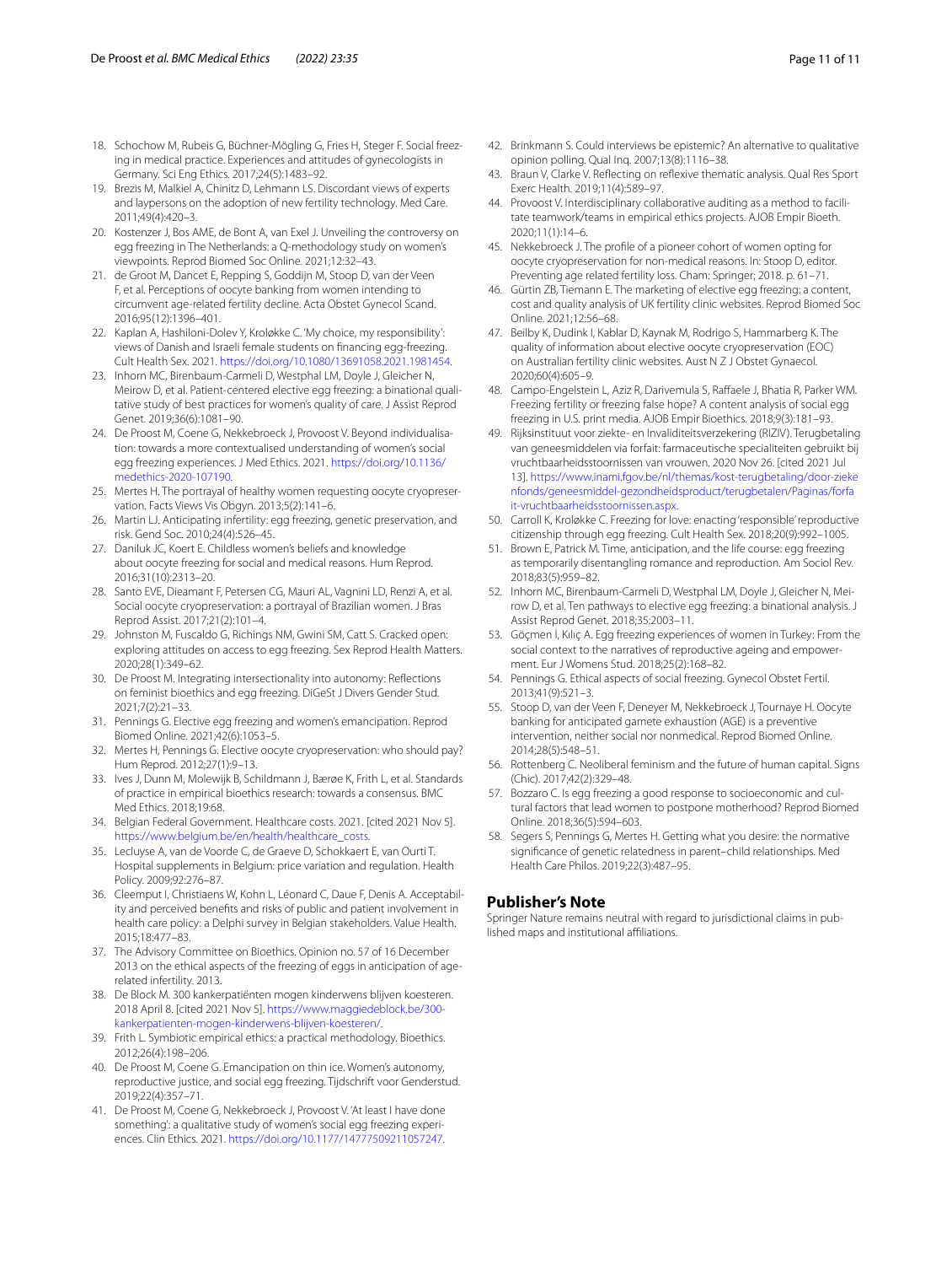18. Schochow M, Rubeis G, Büchner-Mögling G, Fries H, Steger F. Social freezing in medical practice. Experiences and attitudes of gynecologists in Germany. Sci Eng Ethics. 2017;24(5):1483–92.
19. Brezis M, Malkiel A, Chinitz D, Lehmann LS. Discordant views of experts and laypersons on the adoption of new fertility technology. Med Care. 2011;49(4):420–3.
20. Kostenzer J, Bos AME, de Bont A, van Exel J. Unveiling the controversy on egg freezing in The Netherlands: a Q-methodology study on women's viewpoints. Reprod Biomed Soc Online. 2021;12:32–43.
21. de Groot M, Dancet E, Repping S, Goddijn M, Stoop D, van der Veen F, et al. Perceptions of oocyte banking from women intending to circumvent age-related fertility decline. Acta Obstet Gynecol Scand. 2016;95(12):1396–401.
22. Kaplan A, Hashiloni-Dolev Y, Kroløkke C. 'My choice, my responsibility': views of Danish and Israeli female students on financing egg-freezing. Cult Health Sex. 2021. https://doi.org/10.1080/13691058.2021.1981454.
23. Inhorn MC, Birenbaum-Carmeli D, Westphal LM, Doyle J, Gleicher N, Meirow D, et al. Patient-centered elective egg freezing: a binational qualitative study of best practices for women's quality of care. J Assist Reprod Genet. 2019;36(6):1081–90.
24. De Proost M, Coene G, Nekkebroeck J, Provoost V. Beyond individualisation: towards a more contextualised understanding of women's social egg freezing experiences. J Med Ethics. 2021. https://doi.org/10.1136/medethics-2020-107190.
25. Mertes H. The portrayal of healthy women requesting oocyte cryopreservation. Facts Views Vis Obgyn. 2013;5(2):141–6.
26. Martin LJ. Anticipating infertility: egg freezing, genetic preservation, and risk. Gend Soc. 2010;24(4):526–45.
27. Daniluk JC, Koert E. Childless women's beliefs and knowledge about oocyte freezing for social and medical reasons. Hum Reprod. 2016;31(10):2313–20.
28. Santo EVE, Dieamant F, Petersen CG, Mauri AL, Vagnini LD, Renzi A, et al. Social oocyte cryopreservation: a portrayal of Brazilian women. J Bras Reprod Assist. 2017;21(2):101–4.
29. Johnston M, Fuscaldo G, Richings NM, Gwini SM, Catt S. Cracked open: exploring attitudes on access to egg freezing. Sex Reprod Health Matters. 2020;28(1):349–62.
30. De Proost M. Integrating intersectionality into autonomy: Reflections on feminist bioethics and egg freezing. DiGeSt J Divers Gender Stud. 2021;7(2):21–33.
31. Pennings G. Elective egg freezing and women's emancipation. Reprod Biomed Online. 2021;42(6):1053–5.
32. Mertes H, Pennings G. Elective oocyte cryopreservation: who should pay? Hum Reprod. 2012;27(1):9–13.
33. Ives J, Dunn M, Molewijk B, Schildmann J, Bærøe K, Frith L, et al. Standards of practice in empirical bioethics research: towards a consensus. BMC Med Ethics. 2018;19:68.
34. Belgian Federal Government. Healthcare costs. 2021. [cited 2021 Nov 5]. https://www.belgium.be/en/health/healthcare_costs.
35. Lecluyse A, van de Voorde C, de Graeve D, Schokkaert E, van Ourti T. Hospital supplements in Belgium: price variation and regulation. Health Policy. 2009;92:276–87.
36. Cleemput I, Christiaens W, Kohn L, Léonard C, Daue F, Denis A. Acceptability and perceived benefits and risks of public and patient involvement in health care policy: a Delphi survey in Belgian stakeholders. Value Health. 2015;18:477–83.
37. The Advisory Committee on Bioethics. Opinion no. 57 of 16 December 2013 on the ethical aspects of the freezing of eggs in anticipation of age-related infertility. 2013.
38. De Block M. 300 kankerpatiënten mogen kinderwens blijven koesteren. 2018 April 8. [cited 2021 Nov 5]. https://www.maggiedeblock.be/300-kankerpatienten-mogen-kinderwens-blijven-koesteren/.
39. Frith L. Symbiotic empirical ethics: a practical methodology. Bioethics. 2012;26(4):198–206.
40. De Proost M, Coene G. Emancipation on thin ice. Women's autonomy, reproductive justice, and social egg freezing. Tijdschrift voor Genderstud. 2019;22(4):357–71.
41. De Proost M, Coene G, Nekkebroeck J, Provoost V. 'At least I have done something': a qualitative study of women's social egg freezing experiences. Clin Ethics. 2021. https://doi.org/10.1177/14777509211057247.
42. Brinkmann S. Could interviews be epistemic? An alternative to qualitative opinion polling. Qual Inq. 2007;13(8):1116–38.
43. Braun V, Clarke V. Reflecting on reflexive thematic analysis. Qual Res Sport Exerc Health. 2019;11(4):589–97.
44. Provoost V. Interdisciplinary collaborative auditing as a method to facilitate teamwork/teams in empirical ethics projects. AJOB Empir Bioeth. 2020;11(1):14–6.
45. Nekkebroeck J. The profile of a pioneer cohort of women opting for oocyte cryopreservation for non-medical reasons. In: Stoop D, editor. Preventing age related fertility loss. Cham: Springer; 2018. p. 61–71.
46. Gürtin ZB, Tiemann E. The marketing of elective egg freezing: a content, cost and quality analysis of UK fertility clinic websites. Reprod Biomed Soc Online. 2021;12:56–68.
47. Beilby K, Dudink I, Kablar D, Kaynak M, Rodrigo S, Hammarberg K. The quality of information about elective oocyte cryopreservation (EOC) on Australian fertility clinic websites. Aust N Z J Obstet Gynaecol. 2020;60(4):605–9.
48. Campo-Engelstein L, Aziz R, Darivemula S, Raffaele J, Bhatia R, Parker WM. Freezing fertility or freezing false hope? A content analysis of social egg freezing in U.S. print media. AJOB Empir Bioethics. 2018;9(3):181–93.
49. Rijksinstituut voor ziekte- en Invaliditeitsverzekering (RIZIV). Terugbetaling van geneesmiddelen via forfait: farmaceutische specialiteiten gebruikt bij vruchtbaarheidsstoornissen van vrouwen. 2020 Nov 26. [cited 2021 Jul 13]. https://www.inami.fgov.be/nl/themas/kost-terugbetaling/door-ziekenfonds/geneesmiddel-gezondheidsproduct/terugbetalen/Paginas/forfait-vruchtbaarheidsstoornissen.aspx.
50. Carroll K, Kroløkke C. Freezing for love: enacting 'responsible' reproductive citizenship through egg freezing. Cult Health Sex. 2018;20(9):992–1005.
51. Brown E, Patrick M. Time, anticipation, and the life course: egg freezing as temporarily disentangling romance and reproduction. Am Sociol Rev. 2018;83(5):959–82.
52. Inhorn MC, Birenbaum-Carmeli D, Westphal LM, Doyle J, Gleicher N, Meirow D, et al. Ten pathways to elective egg freezing: a binational analysis. J Assist Reprod Genet. 2018;35:2003–11.
53. Göçmen İ, Kılıç A. Egg freezing experiences of women in Turkey: From the social context to the narratives of reproductive ageing and empowerment. Eur J Womens Stud. 2018;25(2):168–82.
54. Pennings G. Ethical aspects of social freezing. Gynecol Obstet Fertil. 2013;41(9):521–3.
55. Stoop D, van der Veen F, Deneyer M, Nekkebroeck J, Tournaye H. Oocyte banking for anticipated gamete exhaustion (AGE) is a preventive intervention, neither social nor nonmedical. Reprod Biomed Online. 2014;28(5):548–51.
56. Rottenberg C. Neoliberal feminism and the future of human capital. Signs (Chic). 2017;42(2):329–48.
57. Bozzaro C. Is egg freezing a good response to socioeconomic and cultural factors that lead women to postpone motherhood? Reprod Biomed Online. 2018;36(5):594–603.
58. Segers S, Pennings G, Mertes H. Getting what you desire: the normative significance of genetic relatedness in parent–child relationships. Med Health Care Philos. 2019;22(3):487–95.

## Publisher's Note

Springer Nature remains neutral with regard to jurisdictional claims in published maps and institutional affiliations.